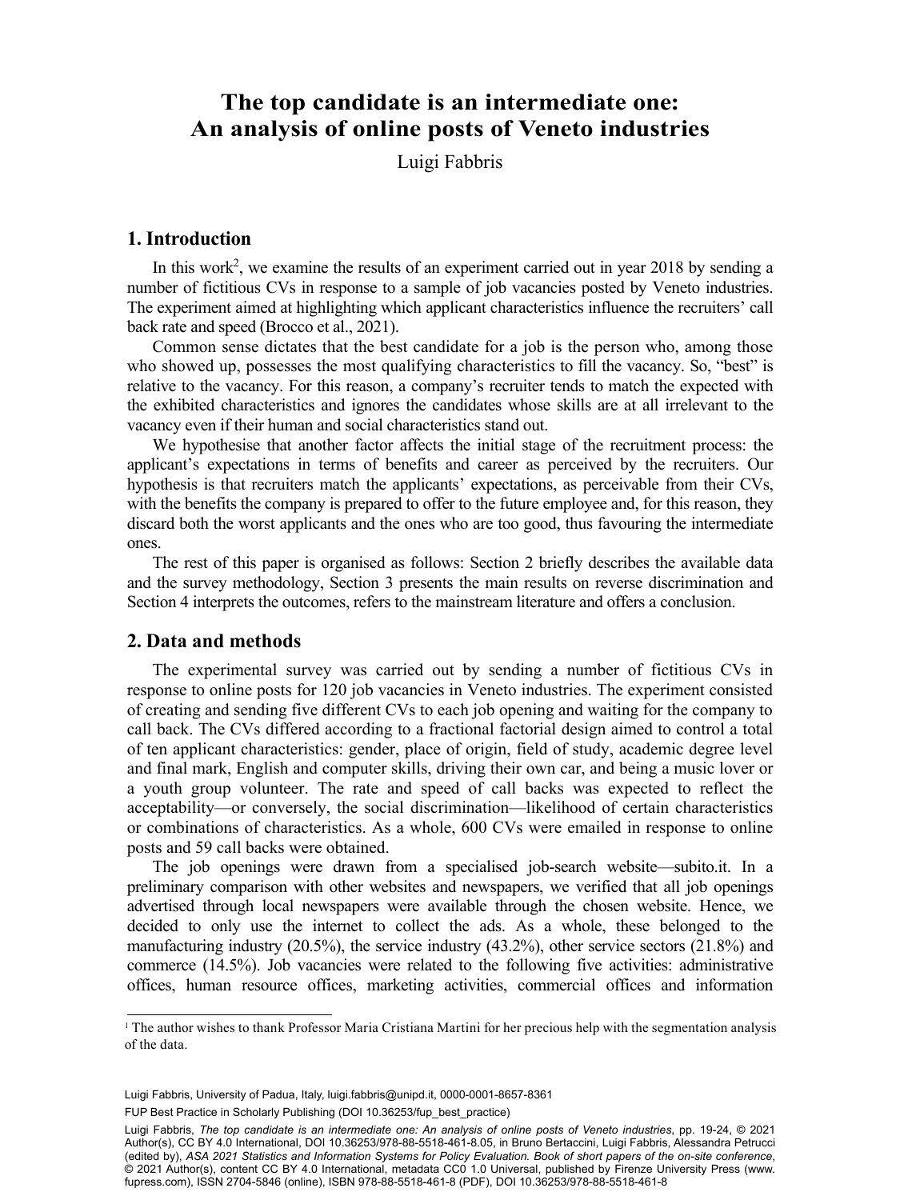# The top candidate is an intermediate one: An analysis of online posts of Veneto industries

Luigi Fabbris

## 1. Introduction

In this work[2], we examine the results of an experiment carried out in year 2018 by sending a number of fictitious CVs in response to a sample of job vacancies posted by Veneto industries. The experiment aimed at highlighting which applicant characteristics influence the recruiters' call back rate and speed (Brocco et al., 2021).

Common sense dictates that the best candidate for a job is the person who, among those who showed up, possesses the most qualifying characteristics to fill the vacancy. So, "best" is relative to the vacancy. For this reason, a company's recruiter tends to match the expected with the exhibited characteristics and ignores the candidates whose skills are at all irrelevant to the vacancy even if their human and social characteristics stand out.

We hypothesise that another factor affects the initial stage of the recruitment process: the applicant's expectations in terms of benefits and career as perceived by the recruiters. Our hypothesis is that recruiters match the applicants' expectations, as perceivable from their CVs, with the benefits the company is prepared to offer to the future employee and, for this reason, they discard both the worst applicants and the ones who are too good, thus favouring the intermediate ones.

The rest of this paper is organised as follows: Section 2 briefly describes the available data and the survey methodology, Section 3 presents the main results on reverse discrimination and Section 4 interprets the outcomes, refers to the mainstream literature and offers a conclusion.

## 2. Data and methods

The experimental survey was carried out by sending a number of fictitious CVs in response to online posts for 120 job vacancies in Veneto industries. The experiment consisted of creating and sending five different CVs to each job opening and waiting for the company to call back. The CVs differed according to a fractional factorial design aimed to control a total of ten applicant characteristics: gender, place of origin, field of study, academic degree level and final mark, English and computer skills, driving their own car, and being a music lover or a youth group volunteer. The rate and speed of call backs was expected to reflect the acceptability—or conversely, the social discrimination—likelihood of certain characteristics or combinations of characteristics. As a whole, 600 CVs were emailed in response to online posts and 59 call backs were obtained.

The job openings were drawn from a specialised job-search website—subito.it. In a preliminary comparison with other websites and newspapers, we verified that all job openings advertised through local newspapers were available through the chosen website. Hence, we decided to only use the internet to collect the ads. As a whole, these belonged to the manufacturing industry (20.5%), the service industry (43.2%), other service sectors (21.8%) and commerce (14.5%). Job vacancies were related to the following five activities: administrative offices, human resource offices, marketing activities, commercial offices and information

[1] The author wishes to thank Professor Maria Cristiana Martini for her precious help with the segmentation analysis of the data.

Luigi Fabbris, University of Padua, Italy, luigi.fabbris@unipd.it, 0000-0001-8657-8361

FUP Best Practice in Scholarly Publishing (DOI 10.36253/fup_best_practice)

Luigi Fabbris, *The top candidate is an intermediate one: An analysis of online posts of Veneto industries*, pp. 19-24, © 2021 Author(s), CC BY 4.0 International, DOI 10.36253/978-88-5518-461-8.05, in Bruno Bertaccini, Luigi Fabbris, Alessandra Petrucci (edited by), *ASA 2021 Statistics and Information Systems for Policy Evaluation. Book of short papers of the on-site conference*, © 2021 Author(s), content CC BY 4.0 International, metadata CC0 1.0 Universal, published by Firenze University Press (www.fupress.com), ISSN 2704-5846 (online), ISBN 978-88-5518-461-8 (PDF), DOI 10.36253/978-88-5518-461-8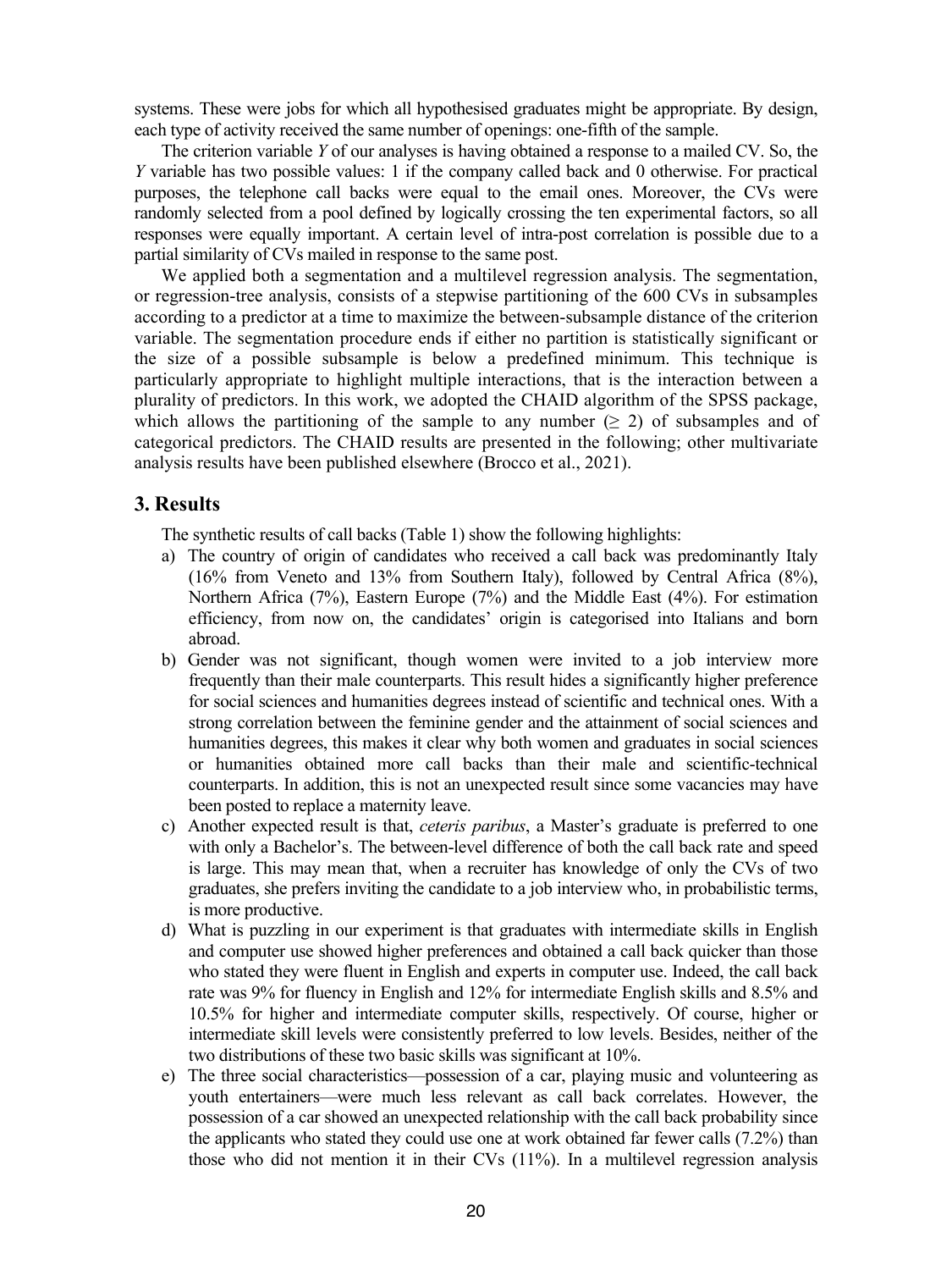systems. These were jobs for which all hypothesised graduates might be appropriate. By design, each type of activity received the same number of openings: one-fifth of the sample.

The criterion variable $Y$ of our analyses is having obtained a response to a mailed CV. So, the $Y$ variable has two possible values: 1 if the company called back and 0 otherwise. For practical purposes, the telephone call backs were equal to the email ones. Moreover, the CVs were randomly selected from a pool defined by logically crossing the ten experimental factors, so all responses were equally important. A certain level of intra-post correlation is possible due to a partial similarity of CVs mailed in response to the same post.

We applied both a segmentation and a multilevel regression analysis. The segmentation, or regression-tree analysis, consists of a stepwise partitioning of the 600 CVs in subsamples according to a predictor at a time to maximize the between-subsample distance of the criterion variable. The segmentation procedure ends if either no partition is statistically significant or the size of a possible subsample is below a predefined minimum. This technique is particularly appropriate to highlight multiple interactions, that is the interaction between a plurality of predictors. In this work, we adopted the CHAID algorithm of the SPSS package, which allows the partitioning of the sample to any number ($\geq 2$) of subsamples and of categorical predictors. The CHAID results are presented in the following; other multivariate analysis results have been published elsewhere (Brocco et al., 2021).

## 3. Results

The synthetic results of call backs (Table 1) show the following highlights:

a) The country of origin of candidates who received a call back was predominantly Italy (16% from Veneto and 13% from Southern Italy), followed by Central Africa (8%), Northern Africa (7%), Eastern Europe (7%) and the Middle East (4%). For estimation efficiency, from now on, the candidates' origin is categorised into Italians and born abroad.

b) Gender was not significant, though women were invited to a job interview more frequently than their male counterparts. This result hides a significantly higher preference for social sciences and humanities degrees instead of scientific and technical ones. With a strong correlation between the feminine gender and the attainment of social sciences and humanities degrees, this makes it clear why both women and graduates in social sciences or humanities obtained more call backs than their male and scientific-technical counterparts. In addition, this is not an unexpected result since some vacancies may have been posted to replace a maternity leave.

c) Another expected result is that, *ceteris paribus*, a Master's graduate is preferred to one with only a Bachelor's. The between-level difference of both the call back rate and speed is large. This may mean that, when a recruiter has knowledge of only the CVs of two graduates, she prefers inviting the candidate to a job interview who, in probabilistic terms, is more productive.

d) What is puzzling in our experiment is that graduates with intermediate skills in English and computer use showed higher preferences and obtained a call back quicker than those who stated they were fluent in English and experts in computer use. Indeed, the call back rate was 9% for fluency in English and 12% for intermediate English skills and 8.5% and 10.5% for higher and intermediate computer skills, respectively. Of course, higher or intermediate skill levels were consistently preferred to low levels. Besides, neither of the two distributions of these two basic skills was significant at 10%.

e) The three social characteristics—possession of a car, playing music and volunteering as youth entertainers—were much less relevant as call back correlates. However, the possession of a car showed an unexpected relationship with the call back probability since the applicants who stated they could use one at work obtained far fewer calls (7.2%) than those who did not mention it in their CVs (11%). In a multilevel regression analysis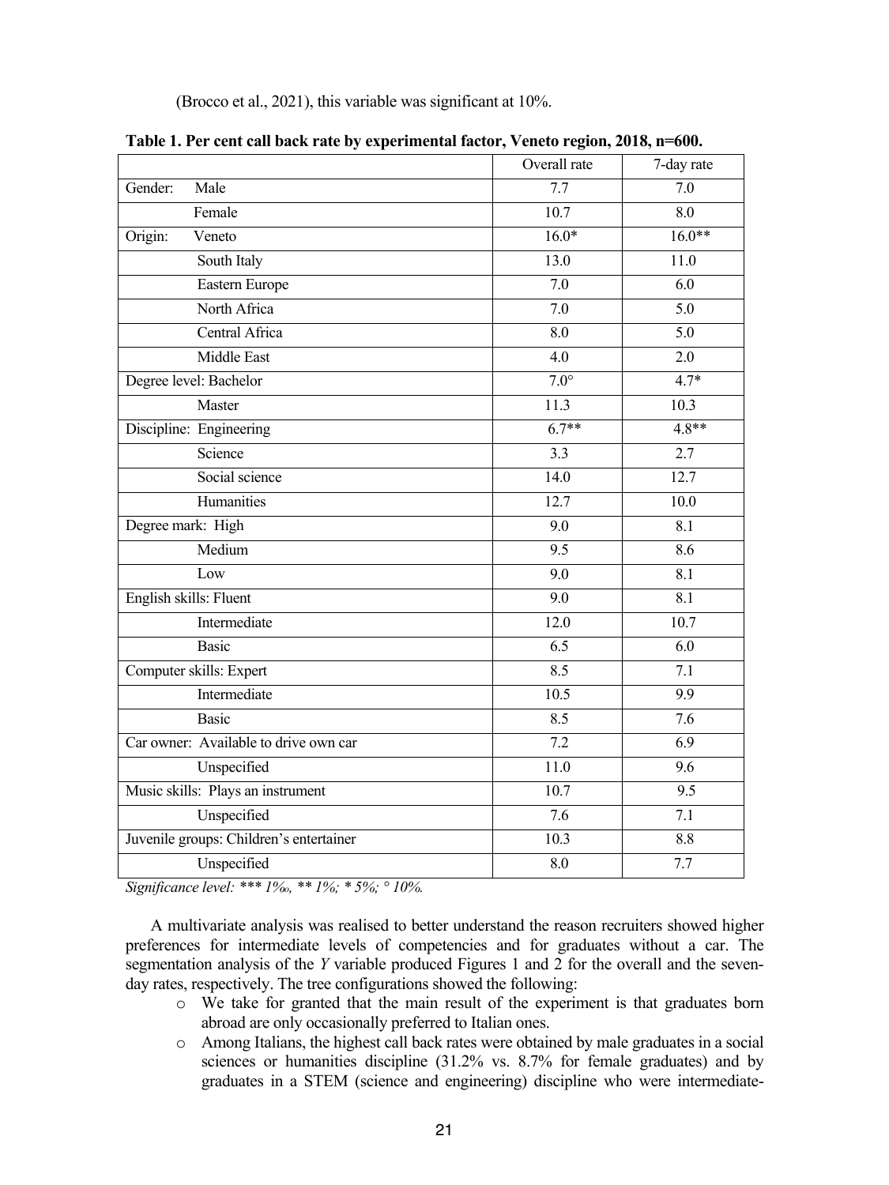(Brocco et al., 2021), this variable was significant at 10%.

**Table 1. Per cent call back rate by experimental factor, Veneto region, 2018, n=600.**

| | Overall rate | 7-day rate |
|---|---|---|
| Gender: Male | 7.7 | 7.0 |
| Female | 10.7 | 8.0 |
| Origin: Veneto | 16.0* | 16.0** |
| South Italy | 13.0 | 11.0 |
| Eastern Europe | 7.0 | 6.0 |
| North Africa | 7.0 | 5.0 |
| Central Africa | 8.0 | 5.0 |
| Middle East | 4.0 | 2.0 |
| Degree level: Bachelor | 7.0° | 4.7* |
| Master | 11.3 | 10.3 |
| Discipline: Engineering | 6.7** | 4.8** |
| Science | 3.3 | 2.7 |
| Social science | 14.0 | 12.7 |
| Humanities | 12.7 | 10.0 |
| Degree mark: High | 9.0 | 8.1 |
| Medium | 9.5 | 8.6 |
| Low | 9.0 | 8.1 |
| English skills: Fluent | 9.0 | 8.1 |
| Intermediate | 12.0 | 10.7 |
| Basic | 6.5 | 6.0 |
| Computer skills: Expert | 8.5 | 7.1 |
| Intermediate | 10.5 | 9.9 |
| Basic | 8.5 | 7.6 |
| Car owner: Available to drive own car | 7.2 | 6.9 |
| Unspecified | 11.0 | 9.6 |
| Music skills: Plays an instrument | 10.7 | 9.5 |
| Unspecified | 7.6 | 7.1 |
| Juvenile groups: Children's entertainer | 10.3 | 8.8 |
| Unspecified | 8.0 | 7.7 |

*Significance level: *** 1‰, ** 1%; * 5%; ° 10%.*

A multivariate analysis was realised to better understand the reason recruiters showed higher preferences for intermediate levels of competencies and for graduates without a car. The segmentation analysis of the *Y* variable produced Figures 1 and 2 for the overall and the seven-day rates, respectively. The tree configurations showed the following:

- We take for granted that the main result of the experiment is that graduates born abroad are only occasionally preferred to Italian ones.
- Among Italians, the highest call back rates were obtained by male graduates in a social sciences or humanities discipline (31.2% vs. 8.7% for female graduates) and by graduates in a STEM (science and engineering) discipline who were intermediate-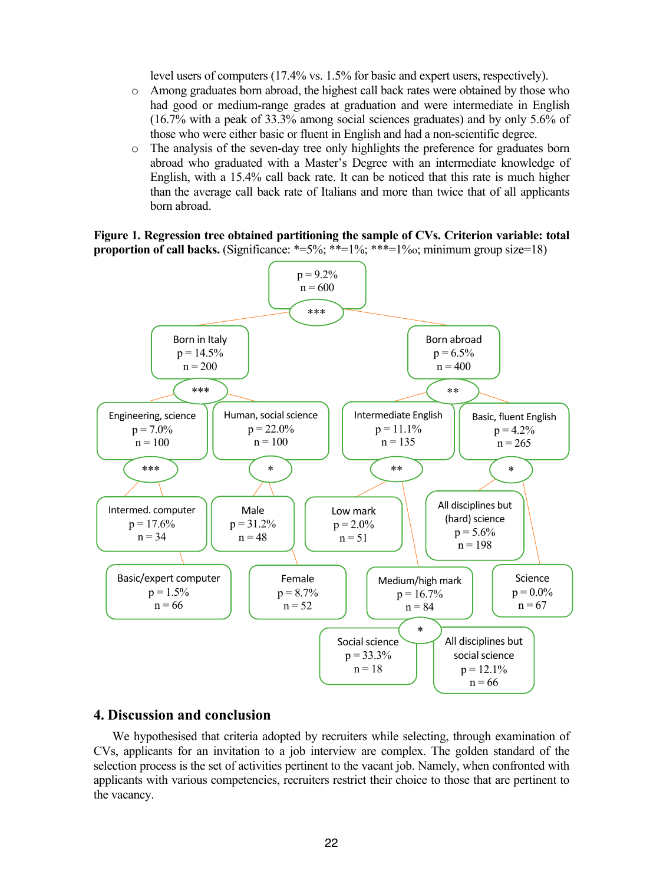level users of computers (17.4% vs. 1.5% for basic and expert users, respectively).

- Among graduates born abroad, the highest call back rates were obtained by those who had good or medium-range grades at graduation and were intermediate in English (16.7% with a peak of 33.3% among social sciences graduates) and by only 5.6% of those who were either basic or fluent in English and had a non-scientific degree.
- The analysis of the seven-day tree only highlights the preference for graduates born abroad who graduated with a Master's Degree with an intermediate knowledge of English, with a 15.4% call back rate. It can be noticed that this rate is much higher than the average call back rate of Italians and more than twice that of all applicants born abroad.

**Figure 1. Regression tree obtained partitioning the sample of CVs. Criterion variable: total proportion of call backs.** (Significance: *=5%; **=1%; ***=1‰; minimum group size=18)

p = 9.2%
n = 600
***

Born in Italy
p = 14.5%
n = 200
***

Born abroad
p = 6.5%
n = 400
**

Engineering, science
p = 7.0%
n = 100
***

Human, social science
p = 22.0%
n = 100
*

Intermediate English
p = 11.1%
n = 135
**

Basic, fluent English
p = 4.2%
n = 265
*

Intermed. computer
p = 17.6%
n = 34

Basic/expert computer
p = 1.5%
n = 66

Male
p = 31.2%
n = 48

Female
p = 8.7%
n = 52

Low mark
p = 2.0%
n = 51

Medium/high mark
p = 16.7%
n = 84
*

All disciplines but (hard) science
p = 5.6%
n = 198

Science
p = 0.0%
n = 67

Social science
p = 33.3%
n = 18

All disciplines but social science
p = 12.1%
n = 66

## 4. Discussion and conclusion

We hypothesised that criteria adopted by recruiters while selecting, through examination of CVs, applicants for an invitation to a job interview are complex. The golden standard of the selection process is the set of activities pertinent to the vacant job. Namely, when confronted with applicants with various competencies, recruiters restrict their choice to those that are pertinent to the vacancy.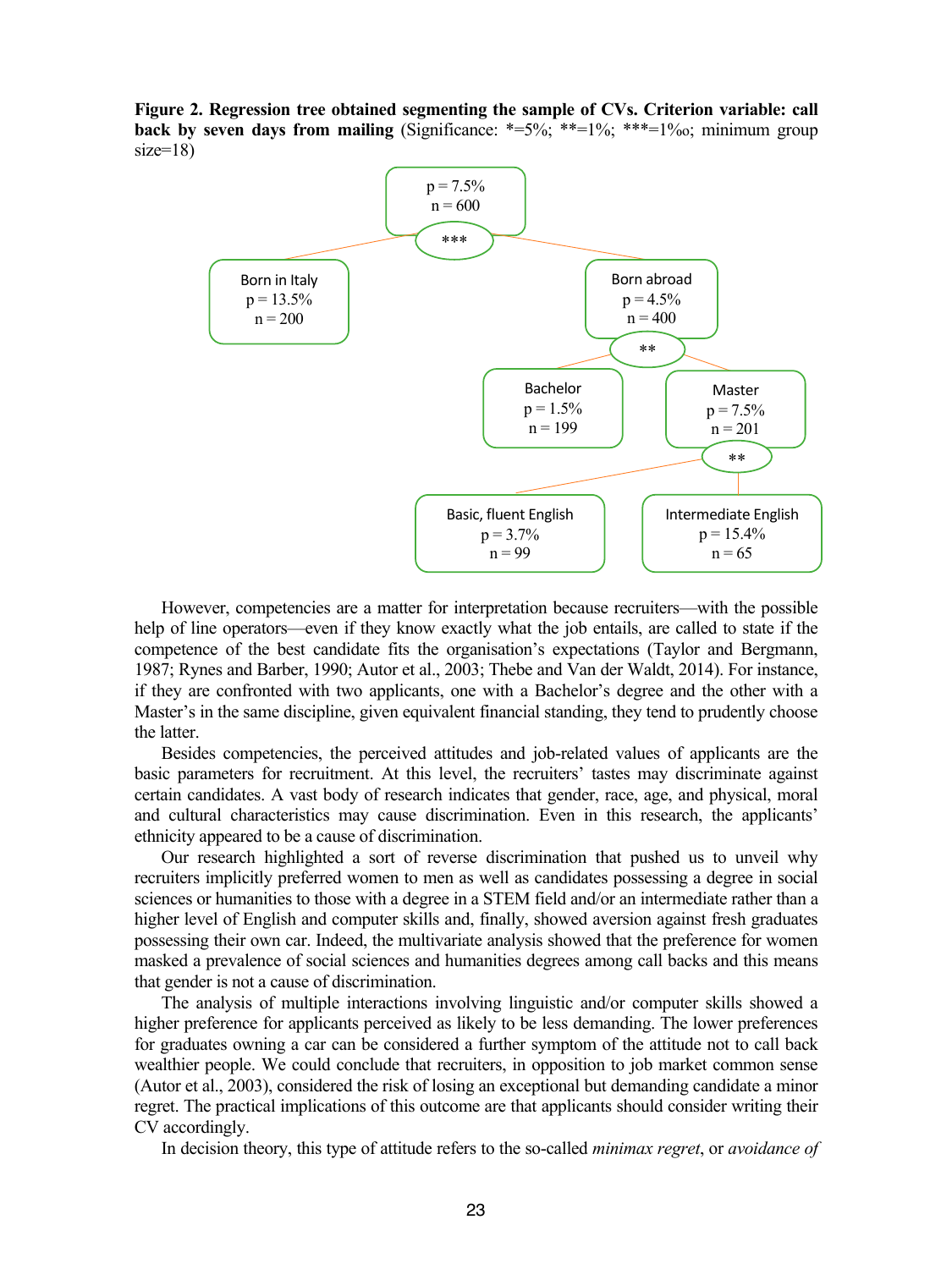**Figure 2. Regression tree obtained segmenting the sample of CVs. Criterion variable: call back by seven days from mailing** (Significance: *=5%; **=1%; ***=1‰; minimum group size=18)

- p = 7.5%, n = 600 (***)
  - Born in Italy: p = 13.5%, n = 200
  - Born abroad: p = 4.5%, n = 400 (**)
    - Bachelor: p = 1.5%, n = 199
    - Master: p = 7.5%, n = 201 (**)
      - Basic, fluent English: p = 3.7%, n = 99
      - Intermediate English: p = 15.4%, n = 65

However, competencies are a matter for interpretation because recruiters—with the possible help of line operators—even if they know exactly what the job entails, are called to state if the competence of the best candidate fits the organisation's expectations (Taylor and Bergmann, 1987; Rynes and Barber, 1990; Autor et al., 2003; Thebe and Van der Waldt, 2014). For instance, if they are confronted with two applicants, one with a Bachelor's degree and the other with a Master's in the same discipline, given equivalent financial standing, they tend to prudently choose the latter.

Besides competencies, the perceived attitudes and job-related values of applicants are the basic parameters for recruitment. At this level, the recruiters' tastes may discriminate against certain candidates. A vast body of research indicates that gender, race, age, and physical, moral and cultural characteristics may cause discrimination. Even in this research, the applicants' ethnicity appeared to be a cause of discrimination.

Our research highlighted a sort of reverse discrimination that pushed us to unveil why recruiters implicitly preferred women to men as well as candidates possessing a degree in social sciences or humanities to those with a degree in a STEM field and/or an intermediate rather than a higher level of English and computer skills and, finally, showed aversion against fresh graduates possessing their own car. Indeed, the multivariate analysis showed that the preference for women masked a prevalence of social sciences and humanities degrees among call backs and this means that gender is not a cause of discrimination.

The analysis of multiple interactions involving linguistic and/or computer skills showed a higher preference for applicants perceived as likely to be less demanding. The lower preferences for graduates owning a car can be considered a further symptom of the attitude not to call back wealthier people. We could conclude that recruiters, in opposition to job market common sense (Autor et al., 2003), considered the risk of losing an exceptional but demanding candidate a minor regret. The practical implications of this outcome are that applicants should consider writing their CV accordingly.

In decision theory, this type of attitude refers to the so-called *minimax regret*, or *avoidance of*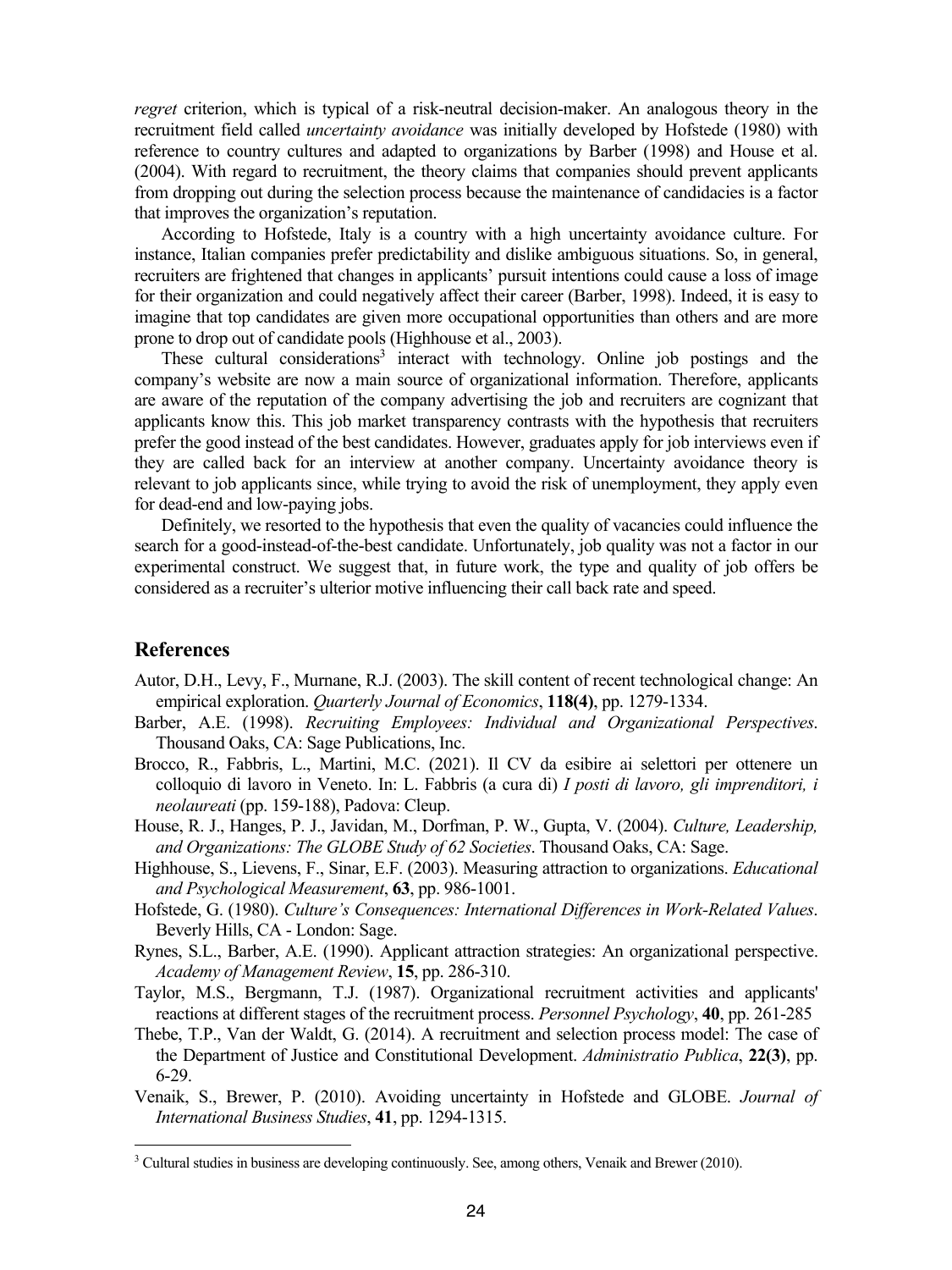*regret* criterion, which is typical of a risk-neutral decision-maker. An analogous theory in the recruitment field called *uncertainty avoidance* was initially developed by Hofstede (1980) with reference to country cultures and adapted to organizations by Barber (1998) and House et al. (2004). With regard to recruitment, the theory claims that companies should prevent applicants from dropping out during the selection process because the maintenance of candidacies is a factor that improves the organization's reputation.

According to Hofstede, Italy is a country with a high uncertainty avoidance culture. For instance, Italian companies prefer predictability and dislike ambiguous situations. So, in general, recruiters are frightened that changes in applicants' pursuit intentions could cause a loss of image for their organization and could negatively affect their career (Barber, 1998). Indeed, it is easy to imagine that top candidates are given more occupational opportunities than others and are more prone to drop out of candidate pools (Highhouse et al., 2003).

These cultural considerations[3] interact with technology. Online job postings and the company's website are now a main source of organizational information. Therefore, applicants are aware of the reputation of the company advertising the job and recruiters are cognizant that applicants know this. This job market transparency contrasts with the hypothesis that recruiters prefer the good instead of the best candidates. However, graduates apply for job interviews even if they are called back for an interview at another company. Uncertainty avoidance theory is relevant to job applicants since, while trying to avoid the risk of unemployment, they apply even for dead-end and low-paying jobs.

Definitely, we resorted to the hypothesis that even the quality of vacancies could influence the search for a good-instead-of-the-best candidate. Unfortunately, job quality was not a factor in our experimental construct. We suggest that, in future work, the type and quality of job offers be considered as a recruiter's ulterior motive influencing their call back rate and speed.

## References

Autor, D.H., Levy, F., Murnane, R.J. (2003). The skill content of recent technological change: An empirical exploration. *Quarterly Journal of Economics*, **118(4)**, pp. 1279-1334.

Barber, A.E. (1998). *Recruiting Employees: Individual and Organizational Perspectives*. Thousand Oaks, CA: Sage Publications, Inc.

Brocco, R., Fabbris, L., Martini, M.C. (2021). Il CV da esibire ai selettori per ottenere un colloquio di lavoro in Veneto. In: L. Fabbris (a cura di) *I posti di lavoro, gli imprenditori, i neolaureati* (pp. 159-188), Padova: Cleup.

House, R. J., Hanges, P. J., Javidan, M., Dorfman, P. W., Gupta, V. (2004). *Culture, Leadership, and Organizations: The GLOBE Study of 62 Societies*. Thousand Oaks, CA: Sage.

Highhouse, S., Lievens, F., Sinar, E.F. (2003). Measuring attraction to organizations. *Educational and Psychological Measurement*, **63**, pp. 986-1001.

Hofstede, G. (1980). *Culture's Consequences: International Differences in Work-Related Values*. Beverly Hills, CA - London: Sage.

Rynes, S.L., Barber, A.E. (1990). Applicant attraction strategies: An organizational perspective. *Academy of Management Review*, **15**, pp. 286-310.

Taylor, M.S., Bergmann, T.J. (1987). Organizational recruitment activities and applicants' reactions at different stages of the recruitment process. *Personnel Psychology*, **40**, pp. 261-285

Thebe, T.P., Van der Waldt, G. (2014). A recruitment and selection process model: The case of the Department of Justice and Constitutional Development. *Administratio Publica*, **22(3)**, pp. 6-29.

Venaik, S., Brewer, P. (2010). Avoiding uncertainty in Hofstede and GLOBE. *Journal of International Business Studies*, **41**, pp. 1294-1315.

[3] Cultural studies in business are developing continuously. See, among others, Venaik and Brewer (2010).